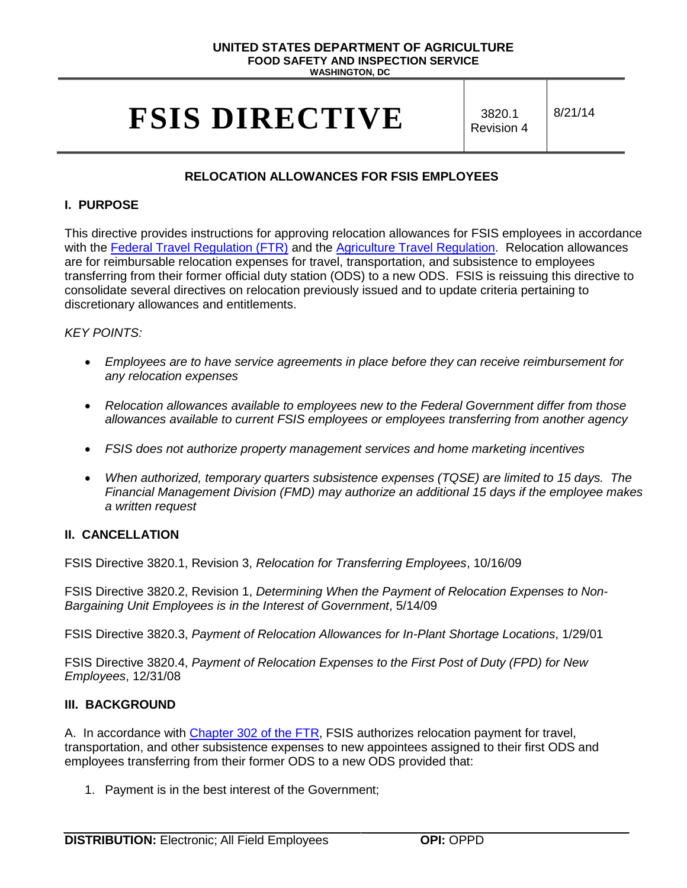**UNITED STATES DEPARTMENT OF AGRICULTURE**
**FOOD SAFETY AND INSPECTION SERVICE**
**WASHINGTON, DC**

# FSIS DIRECTIVE

3820.1 Revision 4 | 8/21/14

## RELOCATION ALLOWANCES FOR FSIS EMPLOYEES

### I. PURPOSE

This directive provides instructions for approving relocation allowances for FSIS employees in accordance with the Federal Travel Regulation (FTR) and the Agriculture Travel Regulation. Relocation allowances are for reimbursable relocation expenses for travel, transportation, and subsistence to employees transferring from their former official duty station (ODS) to a new ODS. FSIS is reissuing this directive to consolidate several directives on relocation previously issued and to update criteria pertaining to discretionary allowances and entitlements.

*KEY POINTS:*

- *Employees are to have service agreements in place before they can receive reimbursement for any relocation expenses*
- *Relocation allowances available to employees new to the Federal Government differ from those allowances available to current FSIS employees or employees transferring from another agency*
- *FSIS does not authorize property management services and home marketing incentives*
- *When authorized, temporary quarters subsistence expenses (TQSE) are limited to 15 days. The Financial Management Division (FMD) may authorize an additional 15 days if the employee makes a written request*

### II. CANCELLATION

FSIS Directive 3820.1, Revision 3, *Relocation for Transferring Employees*, 10/16/09

FSIS Directive 3820.2, Revision 1, *Determining When the Payment of Relocation Expenses to Non-Bargaining Unit Employees is in the Interest of Government*, 5/14/09

FSIS Directive 3820.3, *Payment of Relocation Allowances for In-Plant Shortage Locations*, 1/29/01

FSIS Directive 3820.4, *Payment of Relocation Expenses to the First Post of Duty (FPD) for New Employees*, 12/31/08

### III. BACKGROUND

A. In accordance with Chapter 302 of the FTR, FSIS authorizes relocation payment for travel, transportation, and other subsistence expenses to new appointees assigned to their first ODS and employees transferring from their former ODS to a new ODS provided that:

1. Payment is in the best interest of the Government;

**DISTRIBUTION:** Electronic; All Field Employees **OPI:** OPPD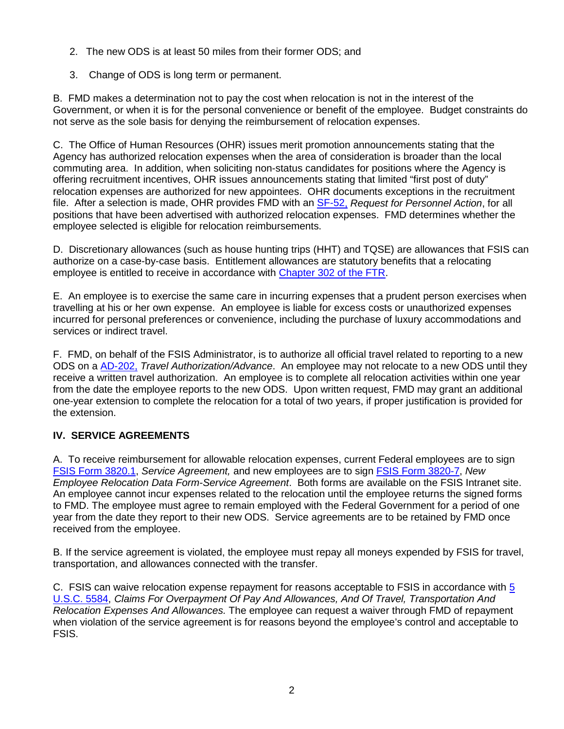2. The new ODS is at least 50 miles from their former ODS; and

3. Change of ODS is long term or permanent.

B. FMD makes a determination not to pay the cost when relocation is not in the interest of the Government, or when it is for the personal convenience or benefit of the employee. Budget constraints do not serve as the sole basis for denying the reimbursement of relocation expenses.

C. The Office of Human Resources (OHR) issues merit promotion announcements stating that the Agency has authorized relocation expenses when the area of consideration is broader than the local commuting area. In addition, when soliciting non-status candidates for positions where the Agency is offering recruitment incentives, OHR issues announcements stating that limited "first post of duty" relocation expenses are authorized for new appointees. OHR documents exceptions in the recruitment file. After a selection is made, OHR provides FMD with an SF-52, *Request for Personnel Action*, for all positions that have been advertised with authorized relocation expenses. FMD determines whether the employee selected is eligible for relocation reimbursements.

D. Discretionary allowances (such as house hunting trips (HHT) and TQSE) are allowances that FSIS can authorize on a case-by-case basis. Entitlement allowances are statutory benefits that a relocating employee is entitled to receive in accordance with Chapter 302 of the FTR.

E. An employee is to exercise the same care in incurring expenses that a prudent person exercises when travelling at his or her own expense. An employee is liable for excess costs or unauthorized expenses incurred for personal preferences or convenience, including the purchase of luxury accommodations and services or indirect travel.

F. FMD, on behalf of the FSIS Administrator, is to authorize all official travel related to reporting to a new ODS on a AD-202, *Travel Authorization/Advance*. An employee may not relocate to a new ODS until they receive a written travel authorization. An employee is to complete all relocation activities within one year from the date the employee reports to the new ODS. Upon written request, FMD may grant an additional one-year extension to complete the relocation for a total of two years, if proper justification is provided for the extension.

## IV. SERVICE AGREEMENTS

A. To receive reimbursement for allowable relocation expenses, current Federal employees are to sign FSIS Form 3820.1, *Service Agreement,* and new employees are to sign FSIS Form 3820-7, *New Employee Relocation Data Form-Service Agreement*. Both forms are available on the FSIS Intranet site. An employee cannot incur expenses related to the relocation until the employee returns the signed forms to FMD. The employee must agree to remain employed with the Federal Government for a period of one year from the date they report to their new ODS. Service agreements are to be retained by FMD once received from the employee.

B. If the service agreement is violated, the employee must repay all moneys expended by FSIS for travel, transportation, and allowances connected with the transfer.

C. FSIS can waive relocation expense repayment for reasons acceptable to FSIS in accordance with 5 U.S.C. 5584, *Claims For Overpayment Of Pay And Allowances, And Of Travel, Transportation And Relocation Expenses And Allowances.* The employee can request a waiver through FMD of repayment when violation of the service agreement is for reasons beyond the employee's control and acceptable to FSIS.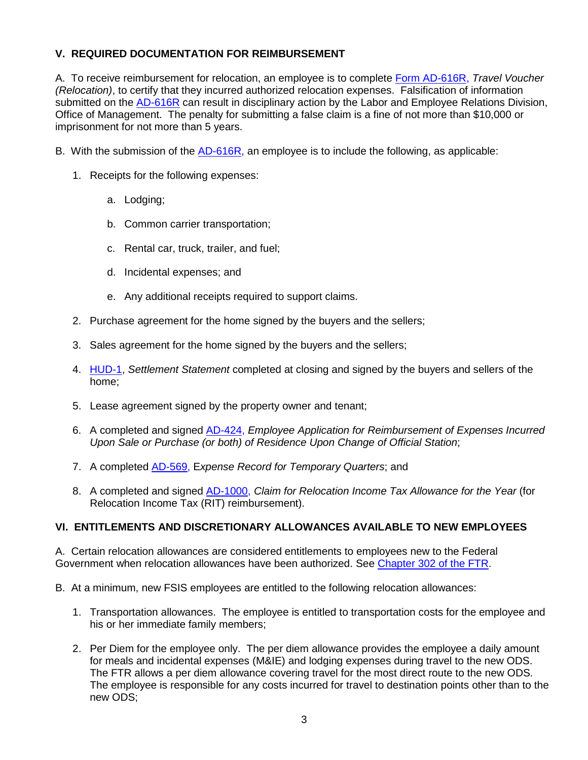## V. REQUIRED DOCUMENTATION FOR REIMBURSEMENT

A. To receive reimbursement for relocation, an employee is to complete Form AD-616R, *Travel Voucher (Relocation)*, to certify that they incurred authorized relocation expenses. Falsification of information submitted on the AD-616R can result in disciplinary action by the Labor and Employee Relations Division, Office of Management. The penalty for submitting a false claim is a fine of not more than $10,000 or imprisonment for not more than 5 years.

B. With the submission of the AD-616R, an employee is to include the following, as applicable:

1. Receipts for the following expenses:

   a. Lodging;

   b. Common carrier transportation;

   c. Rental car, truck, trailer, and fuel;

   d. Incidental expenses; and

   e. Any additional receipts required to support claims.

2. Purchase agreement for the home signed by the buyers and the sellers;

3. Sales agreement for the home signed by the buyers and the sellers;

4. HUD-1, *Settlement Statement* completed at closing and signed by the buyers and sellers of the home;

5. Lease agreement signed by the property owner and tenant;

6. A completed and signed AD-424, *Employee Application for Reimbursement of Expenses Incurred Upon Sale or Purchase (or both) of Residence Upon Change of Official Station*;

7. A completed AD-569, E*xpense Record for Temporary Quarters*; and

8. A completed and signed AD-1000, *Claim for Relocation Income Tax Allowance for the Year* (for Relocation Income Tax (RIT) reimbursement).

## VI. ENTITLEMENTS AND DISCRETIONARY ALLOWANCES AVAILABLE TO NEW EMPLOYEES

A. Certain relocation allowances are considered entitlements to employees new to the Federal Government when relocation allowances have been authorized. See Chapter 302 of the FTR.

B. At a minimum, new FSIS employees are entitled to the following relocation allowances:

1. Transportation allowances. The employee is entitled to transportation costs for the employee and his or her immediate family members;

2. Per Diem for the employee only. The per diem allowance provides the employee a daily amount for meals and incidental expenses (M&IE) and lodging expenses during travel to the new ODS. The FTR allows a per diem allowance covering travel for the most direct route to the new ODS. The employee is responsible for any costs incurred for travel to destination points other than to the new ODS;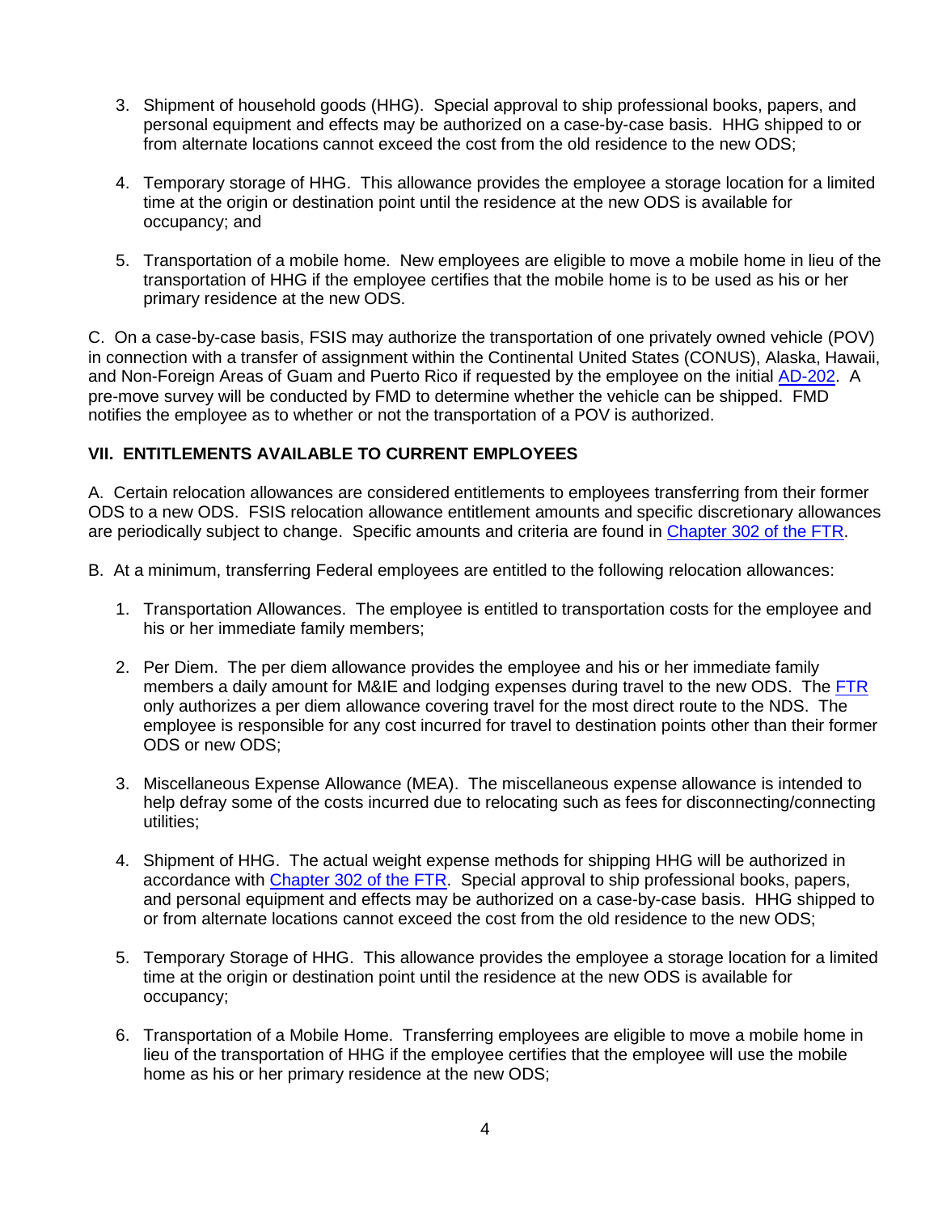3. Shipment of household goods (HHG). Special approval to ship professional books, papers, and personal equipment and effects may be authorized on a case-by-case basis. HHG shipped to or from alternate locations cannot exceed the cost from the old residence to the new ODS;

4. Temporary storage of HHG. This allowance provides the employee a storage location for a limited time at the origin or destination point until the residence at the new ODS is available for occupancy; and

5. Transportation of a mobile home. New employees are eligible to move a mobile home in lieu of the transportation of HHG if the employee certifies that the mobile home is to be used as his or her primary residence at the new ODS.

C. On a case-by-case basis, FSIS may authorize the transportation of one privately owned vehicle (POV) in connection with a transfer of assignment within the Continental United States (CONUS), Alaska, Hawaii, and Non-Foreign Areas of Guam and Puerto Rico if requested by the employee on the initial AD-202. A pre-move survey will be conducted by FMD to determine whether the vehicle can be shipped. FMD notifies the employee as to whether or not the transportation of a POV is authorized.

## VII. ENTITLEMENTS AVAILABLE TO CURRENT EMPLOYEES

A. Certain relocation allowances are considered entitlements to employees transferring from their former ODS to a new ODS. FSIS relocation allowance entitlement amounts and specific discretionary allowances are periodically subject to change. Specific amounts and criteria are found in Chapter 302 of the FTR.

B. At a minimum, transferring Federal employees are entitled to the following relocation allowances:

1. Transportation Allowances. The employee is entitled to transportation costs for the employee and his or her immediate family members;

2. Per Diem. The per diem allowance provides the employee and his or her immediate family members a daily amount for M&IE and lodging expenses during travel to the new ODS. The FTR only authorizes a per diem allowance covering travel for the most direct route to the NDS. The employee is responsible for any cost incurred for travel to destination points other than their former ODS or new ODS;

3. Miscellaneous Expense Allowance (MEA). The miscellaneous expense allowance is intended to help defray some of the costs incurred due to relocating such as fees for disconnecting/connecting utilities;

4. Shipment of HHG. The actual weight expense methods for shipping HHG will be authorized in accordance with Chapter 302 of the FTR. Special approval to ship professional books, papers, and personal equipment and effects may be authorized on a case-by-case basis. HHG shipped to or from alternate locations cannot exceed the cost from the old residence to the new ODS;

5. Temporary Storage of HHG. This allowance provides the employee a storage location for a limited time at the origin or destination point until the residence at the new ODS is available for occupancy;

6. Transportation of a Mobile Home. Transferring employees are eligible to move a mobile home in lieu of the transportation of HHG if the employee certifies that the employee will use the mobile home as his or her primary residence at the new ODS;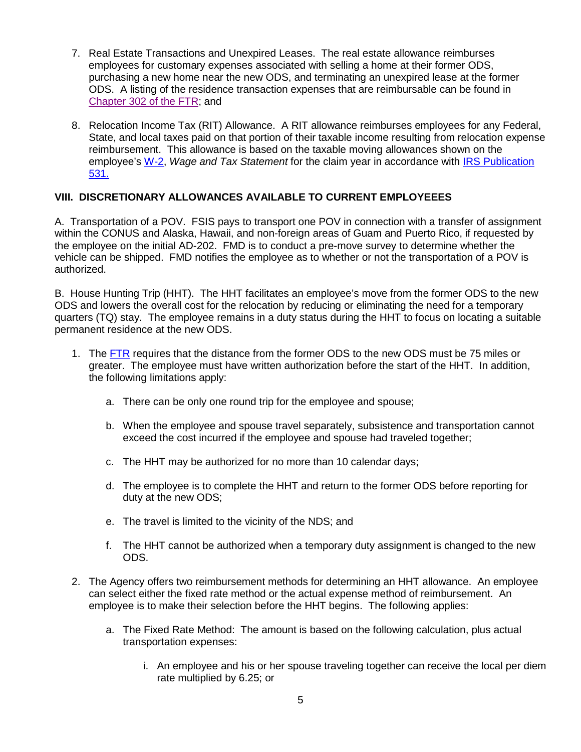7. Real Estate Transactions and Unexpired Leases. The real estate allowance reimburses employees for customary expenses associated with selling a home at their former ODS, purchasing a new home near the new ODS, and terminating an unexpired lease at the former ODS. A listing of the residence transaction expenses that are reimbursable can be found in Chapter 302 of the FTR; and

8. Relocation Income Tax (RIT) Allowance. A RIT allowance reimburses employees for any Federal, State, and local taxes paid on that portion of their taxable income resulting from relocation expense reimbursement. This allowance is based on the taxable moving allowances shown on the employee's W-2, *Wage and Tax Statement* for the claim year in accordance with IRS Publication 531.

## VIII. DISCRETIONARY ALLOWANCES AVAILABLE TO CURRENT EMPLOYEEES

A. Transportation of a POV. FSIS pays to transport one POV in connection with a transfer of assignment within the CONUS and Alaska, Hawaii, and non-foreign areas of Guam and Puerto Rico, if requested by the employee on the initial AD-202. FMD is to conduct a pre-move survey to determine whether the vehicle can be shipped. FMD notifies the employee as to whether or not the transportation of a POV is authorized.

B. House Hunting Trip (HHT). The HHT facilitates an employee's move from the former ODS to the new ODS and lowers the overall cost for the relocation by reducing or eliminating the need for a temporary quarters (TQ) stay. The employee remains in a duty status during the HHT to focus on locating a suitable permanent residence at the new ODS.

1. The FTR requires that the distance from the former ODS to the new ODS must be 75 miles or greater. The employee must have written authorization before the start of the HHT. In addition, the following limitations apply:

   a. There can be only one round trip for the employee and spouse;

   b. When the employee and spouse travel separately, subsistence and transportation cannot exceed the cost incurred if the employee and spouse had traveled together;

   c. The HHT may be authorized for no more than 10 calendar days;

   d. The employee is to complete the HHT and return to the former ODS before reporting for duty at the new ODS;

   e. The travel is limited to the vicinity of the NDS; and

   f. The HHT cannot be authorized when a temporary duty assignment is changed to the new ODS.

2. The Agency offers two reimbursement methods for determining an HHT allowance. An employee can select either the fixed rate method or the actual expense method of reimbursement. An employee is to make their selection before the HHT begins. The following applies:

   a. The Fixed Rate Method: The amount is based on the following calculation, plus actual transportation expenses:

      i. An employee and his or her spouse traveling together can receive the local per diem rate multiplied by 6.25; or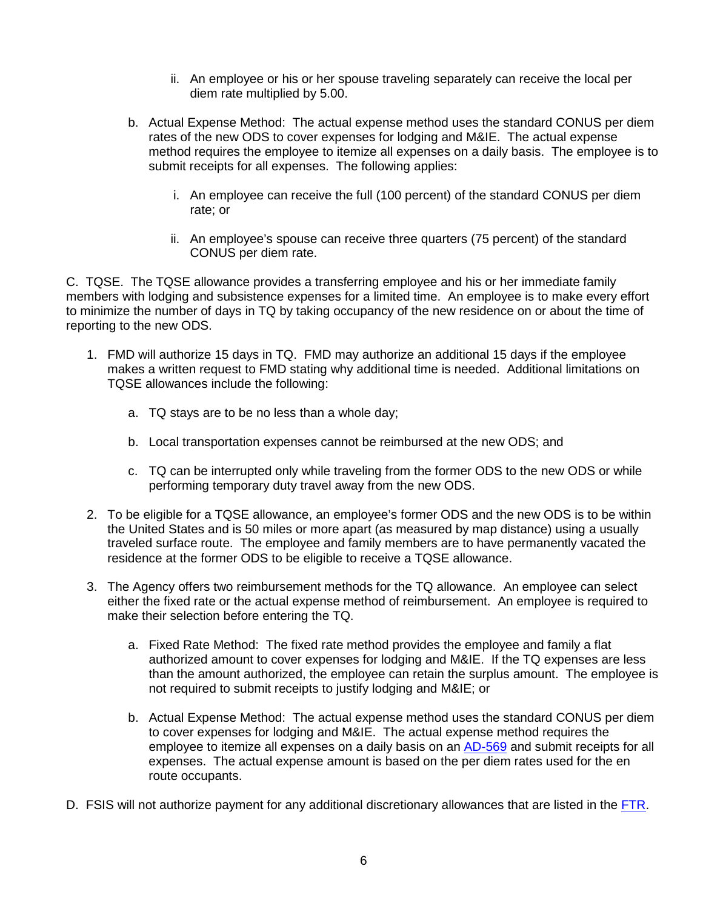ii. An employee or his or her spouse traveling separately can receive the local per diem rate multiplied by 5.00.

b. Actual Expense Method: The actual expense method uses the standard CONUS per diem rates of the new ODS to cover expenses for lodging and M&IE. The actual expense method requires the employee to itemize all expenses on a daily basis. The employee is to submit receipts for all expenses. The following applies:

   i. An employee can receive the full (100 percent) of the standard CONUS per diem rate; or

   ii. An employee's spouse can receive three quarters (75 percent) of the standard CONUS per diem rate.

C. TQSE. The TQSE allowance provides a transferring employee and his or her immediate family members with lodging and subsistence expenses for a limited time. An employee is to make every effort to minimize the number of days in TQ by taking occupancy of the new residence on or about the time of reporting to the new ODS.

1. FMD will authorize 15 days in TQ. FMD may authorize an additional 15 days if the employee makes a written request to FMD stating why additional time is needed. Additional limitations on TQSE allowances include the following:

   a. TQ stays are to be no less than a whole day;

   b. Local transportation expenses cannot be reimbursed at the new ODS; and

   c. TQ can be interrupted only while traveling from the former ODS to the new ODS or while performing temporary duty travel away from the new ODS.

2. To be eligible for a TQSE allowance, an employee's former ODS and the new ODS is to be within the United States and is 50 miles or more apart (as measured by map distance) using a usually traveled surface route. The employee and family members are to have permanently vacated the residence at the former ODS to be eligible to receive a TQSE allowance.

3. The Agency offers two reimbursement methods for the TQ allowance. An employee can select either the fixed rate or the actual expense method of reimbursement. An employee is required to make their selection before entering the TQ.

   a. Fixed Rate Method: The fixed rate method provides the employee and family a flat authorized amount to cover expenses for lodging and M&IE. If the TQ expenses are less than the amount authorized, the employee can retain the surplus amount. The employee is not required to submit receipts to justify lodging and M&IE; or

   b. Actual Expense Method: The actual expense method uses the standard CONUS per diem to cover expenses for lodging and M&IE. The actual expense method requires the employee to itemize all expenses on a daily basis on an AD-569 and submit receipts for all expenses. The actual expense amount is based on the per diem rates used for the en route occupants.

D. FSIS will not authorize payment for any additional discretionary allowances that are listed in the FTR.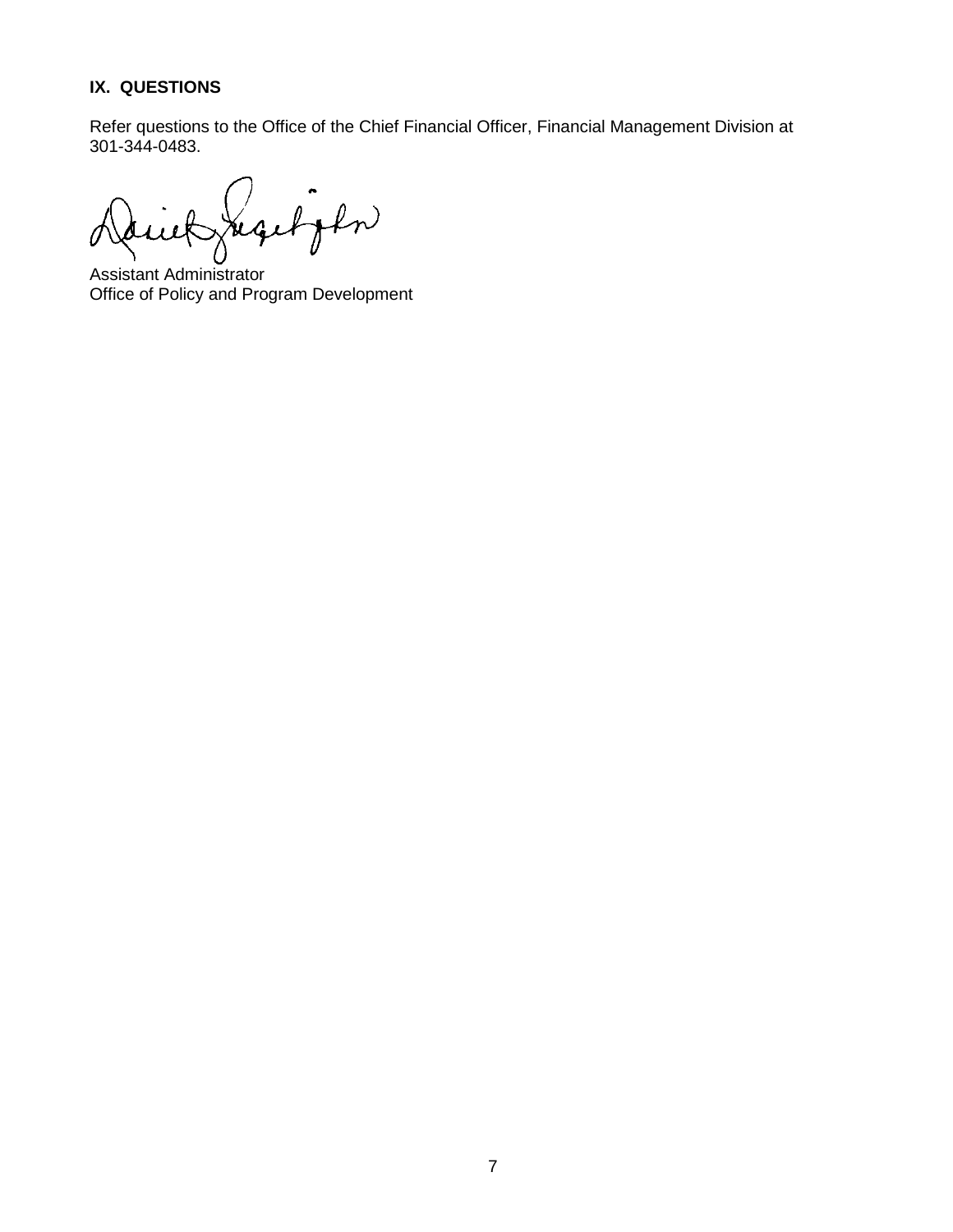## IX. QUESTIONS

Refer questions to the Office of the Chief Financial Officer, Financial Management Division at 301-344-0483.

Assistant Administrator
Office of Policy and Program Development